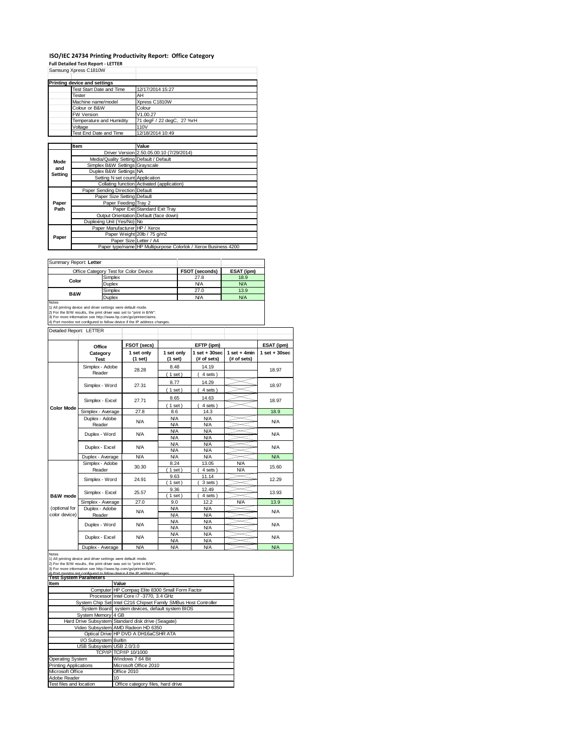# ISO/IEC 24734 Printing Productivity Report: Office Category

**Full Detailed Test Report - LETTER**

Samsung Xpress C1810W

| Printing device and settings | |
|---|---|
| Test Start Date and Time | 12/17/2014 15:27 |
| Tester | AH |
| Machine name/model | Xpress C1810W |
| Colour or B&W | Colour |
| FW Version | V1.00.27 |
| Temperature and Humidity | 71 degF / 22 degC, 27 %rH |
| Voltage | 110V |
| Test End Date and Time | 12/18/2014 10:49 |

| | Item | Value |
|---|---|---|
| Mode and Setting | Driver Version | 2.50.05.00:10 (7/29/2014) |
| | Media/Quality Setting | Default / Default |
| | Simplex B&W Settings | Grayscale |
| | Duplex B&W Settings | NA |
| | Setting N set count | Application |
| | Collating function | Activated (application) |
| Paper Path | Paper Sending Direction | Default |
| | Paper Size Setting | Default |
| | Paper Feeding | Tray 2 |
| | Paper Exit | Standard Exit Tray |
| | Output Orientation | Default (face down) |
| | Duplexing Unit (Yes/No) | No |
| Paper | Paper Manufacturer | HP / Xerox |
| | Paper Weight | 20lb / 75 g/m2 |
| | Paper Size | Letter / A4 |
| | Paper type/name | HP Multipurpose Colorlok / Xerox Business 4200 |

Summary Report: **Letter**

| Office Category Test for Color Device | | FSOT (seconds) | ESAT (ipm) |
|---|---|---|---|
| Color | Simplex | 27.8 | 18.9 |
| | Duplex | N/A | N/A |
| B&W | Simplex | 27.0 | 13.9 |
| | Duplex | N/A | N/A |

Notes
1) All printing device and driver settings were default mode.
2) For the B/W results, the print driver was set to "print in B/W".
3) For more information see http://www.hp.com/go/printerclaims.
4) Port monitor not configured to follow device if the IP address changes.

Detailed Report: LETTER

| | Office Category Test | FSOT (secs) 1 set only (1 set) | EFTP (ipm) 1 set only (1 set) | EFTP (ipm) 1 set + 30sec (# of sets) | EFTP (ipm) 1 set + 4min (# of sets) | ESAT (ipm) 1 set + 30sec |
|---|---|---|---|---|---|---|
| Color Mode | Simplex - Adobe Reader | 28.28 | 8.48 (1 set) | 14.19 (4 sets) | | 18.97 |
| | Simplex - Word | 27.31 | 8.77 (1 set) | 14.29 (4 sets) | | 18.97 |
| | Simplex - Excel | 27.71 | 8.65 (1 set) | 14.63 (4 sets) | | 18.97 |
| | Simplex - Average | 27.8 | 8.6 | 14.3 | | 18.9 |
| | Duplex - Adobe Reader | N/A | N/A N/A | N/A N/A | | N/A |
| | Duplex - Word | N/A | N/A N/A | N/A N/A | | N/A |
| | Duplex - Excel | N/A | N/A N/A | N/A N/A | | N/A |
| | Duplex - Average | N/A | N/A | N/A | | N/A |
| B&W mode (optional for color device) | Simplex - Adobe Reader | 30.30 | 8.24 (1 set) | 13.05 (4 sets) | N/A N/A | 15.60 |
| | Simplex - Word | 24.91 | 9.63 (1 set) | 11.14 (3 sets) | | 12.29 |
| | Simplex - Excel | 25.57 | 9.36 (1 set) | 12.49 (4 sets) | | 13.93 |
| | Simplex - Average | 27.0 | 9.0 | 12.2 | N/A | 13.9 |
| | Duplex - Adobe Reader | N/A | N/A N/A | N/A N/A | | N/A |
| | Duplex - Word | N/A | N/A N/A | N/A N/A | | N/A |
| | Duplex - Excel | N/A | N/A N/A | N/A N/A | | N/A |
| | Duplex - Average | N/A | N/A | N/A | | N/A |

Notes
1) All printing device and driver settings were default mode.
2) For the B/W results, the print driver was set to "print in B/W".
3) For more information see http://www.hp.com/go/printerclaims.
4) Port monitor not configured to follow device if the IP address changes.

**Test System Parameters**

| Item | Value |
|---|---|
| Computer | HP Compaq Elite 8300 Small Form Factor |
| Processor | Intel Core i7 -3770, 3.4 GHz |
| System Chip Set | Intel C216 Chipset Family SMBus Host Controller |
| System Board | system devices, default system BIOS |
| System Memory | 4 GB |
| Hard Drive Subsystem | Standard disk drive (Seagate) |
| Video Subsystem | AMD Radeon HD 6350 |
| Optical Drive | HP DVD A DH16aCSHR ATA |
| I/O Subsystem | Builtin |
| USB Subsystem | USB 2.0/3.0 |
| TCP/IP | TCP/IP 10/1000 |
| Operating System | Windows 7 64 Bit |
| Printing Applications | Microsoft Office 2010 |
| Microsoft Office | Office 2010 |
| Adobe Reader | 10 |
| Test files and location | Office category files, hard drive |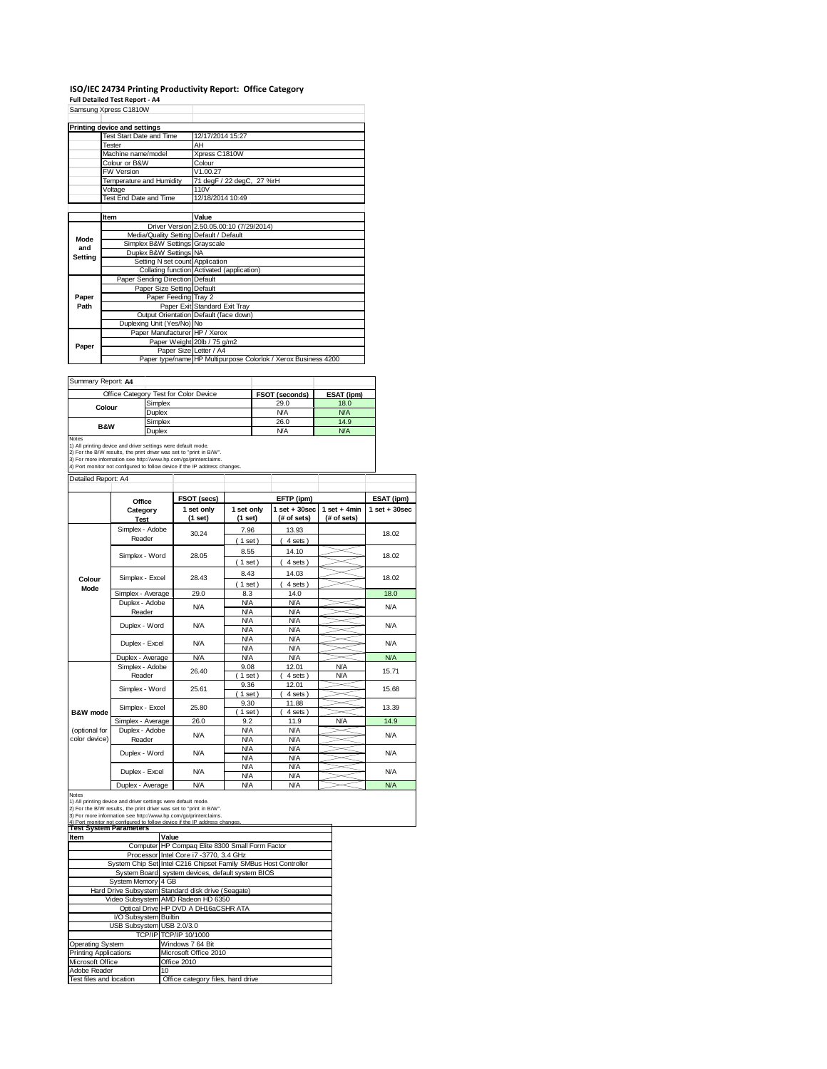# ISO/IEC 24734 Printing Productivity Report: Office Category

**Full Detailed Test Report - A4**

Samsung Xpress C1810W

| Printing device and settings | |
|---|---|
| Test Start Date and Time | 12/17/2014 15:27 |
| Tester | AH |
| Machine name/model | Xpress C1810W |
| Colour or B&W | Colour |
| FW Version | V1.00.27 |
| Temperature and Humidity | 71 degF / 22 degC, 27 %rH |
| Voltage | 110V |
| Test End Date and Time | 12/18/2014 10:49 |

| | Item | Value |
|---|---|---|
| Mode and Setting | Driver Version | 2.50.05.00:10 (7/29/2014) |
| | Media/Quality Setting | Default / Default |
| | Simplex B&W Settings | Grayscale |
| | Duplex B&W Settings | NA |
| | Setting N set count | Application |
| | Collating function | Activated (application) |
| Paper Path | Paper Sending Direction | Default |
| | Paper Size Setting | Default |
| | Paper Feeding | Tray 2 |
| | Paper Exit | Standard Exit Tray |
| | Output Orientation | Default (face down) |
| | Duplexing Unit (Yes/No) | No |
| Paper | Paper Manufacturer | HP / Xerox |
| | Paper Weight | 20lb / 75 g/m2 |
| | Paper Size | Letter / A4 |
| | Paper type/name | HP Multipurpose Colorlok / Xerox Business 4200 |

Summary Report: **A4**

| Office Category Test for Color Device | | FSOT (seconds) | ESAT (ipm) |
|---|---|---|---|
| Colour | Simplex | 29.0 | 18.0 |
| | Duplex | N/A | N/A |
| B&W | Simplex | 26.0 | 14.9 |
| | Duplex | N/A | N/A |

Notes
1) All printing device and driver settings were default mode.
2) For the B/W results, the print driver was set to "print in B/W".
3) For more information see http://www.hp.com/go/printerclaims.
4) Port monitor not configured to follow device if the IP address changes.

Detailed Report: A4

| | Office Category Test | FSOT (secs) 1 set only (1 set) | EFTP (ipm) 1 set only (1 set) | EFTP (ipm) 1 set + 30sec (# of sets) | EFTP (ipm) 1 set + 4min (# of sets) | ESAT (ipm) 1 set + 30sec |
|---|---|---|---|---|---|---|
| Colour Mode | Simplex - Adobe Reader | 30.24 | 7.96 (1 set) | 13.93 (4 sets) | | 18.02 |
| | Simplex - Word | 28.05 | 8.55 (1 set) | 14.10 (4 sets) | | 18.02 |
| | Simplex - Excel | 28.43 | 8.43 (1 set) | 14.03 (4 sets) | | 18.02 |
| | Simplex - Average | 29.0 | 8.3 | 14.0 | | 18.0 |
| | Duplex - Adobe Reader | N/A | N/A N/A | N/A N/A | | N/A |
| | Duplex - Word | N/A | N/A N/A | N/A N/A | | N/A |
| | Duplex - Excel | N/A | N/A N/A | N/A N/A | | N/A |
| | Duplex - Average | N/A | N/A | N/A | | N/A |
| B&W mode (optional for color device) | Simplex - Adobe Reader | 26.40 | 9.08 (1 set) | 12.01 (4 sets) | N/A N/A | 15.71 |
| | Simplex - Word | 25.61 | 9.36 (1 set) | 12.01 (4 sets) | | 15.68 |
| | Simplex - Excel | 25.80 | 9.30 (1 set) | 11.88 (4 sets) | | 13.39 |
| | Simplex - Average | 26.0 | 9.2 | 11.9 | N/A | 14.9 |
| | Duplex - Adobe Reader | N/A | N/A N/A | N/A N/A | | N/A |
| | Duplex - Word | N/A | N/A N/A | N/A N/A | | N/A |
| | Duplex - Excel | N/A | N/A N/A | N/A N/A | | N/A |
| | Duplex - Average | N/A | N/A | N/A | | N/A |

Notes
1) All printing device and driver settings were default mode.
2) For the B/W results, the print driver was set to "print in B/W".
3) For more information see http://www.hp.com/go/printerclaims.
4) Port monitor not configured to follow device if the IP address changes.

**Test System Parameters**

| Item | Value |
|---|---|
| Computer | HP Compaq Elite 8300 Small Form Factor |
| Processor | Intel Core i7 -3770, 3.4 GHz |
| System Chip Set | Intel C216 Chipset Family SMBus Host Controller |
| System Board | system devices, default system BIOS |
| System Memory | 4 GB |
| Hard Drive Subsystem | Standard disk drive (Seagate) |
| Video Subsystem | AMD Radeon HD 6350 |
| Optical Drive | HP DVD A DH16aCSHR ATA |
| I/O Subsystem | Builtin |
| USB Subsystem | USB 2.0/3.0 |
| TCP/IP | TCP/IP 10/1000 |
| Operating System | Windows 7 64 Bit |
| Printing Applications | Microsoft Office 2010 |
| Microsoft Office | Office 2010 |
| Adobe Reader | 10 |
| Test files and location | Office category files, hard drive |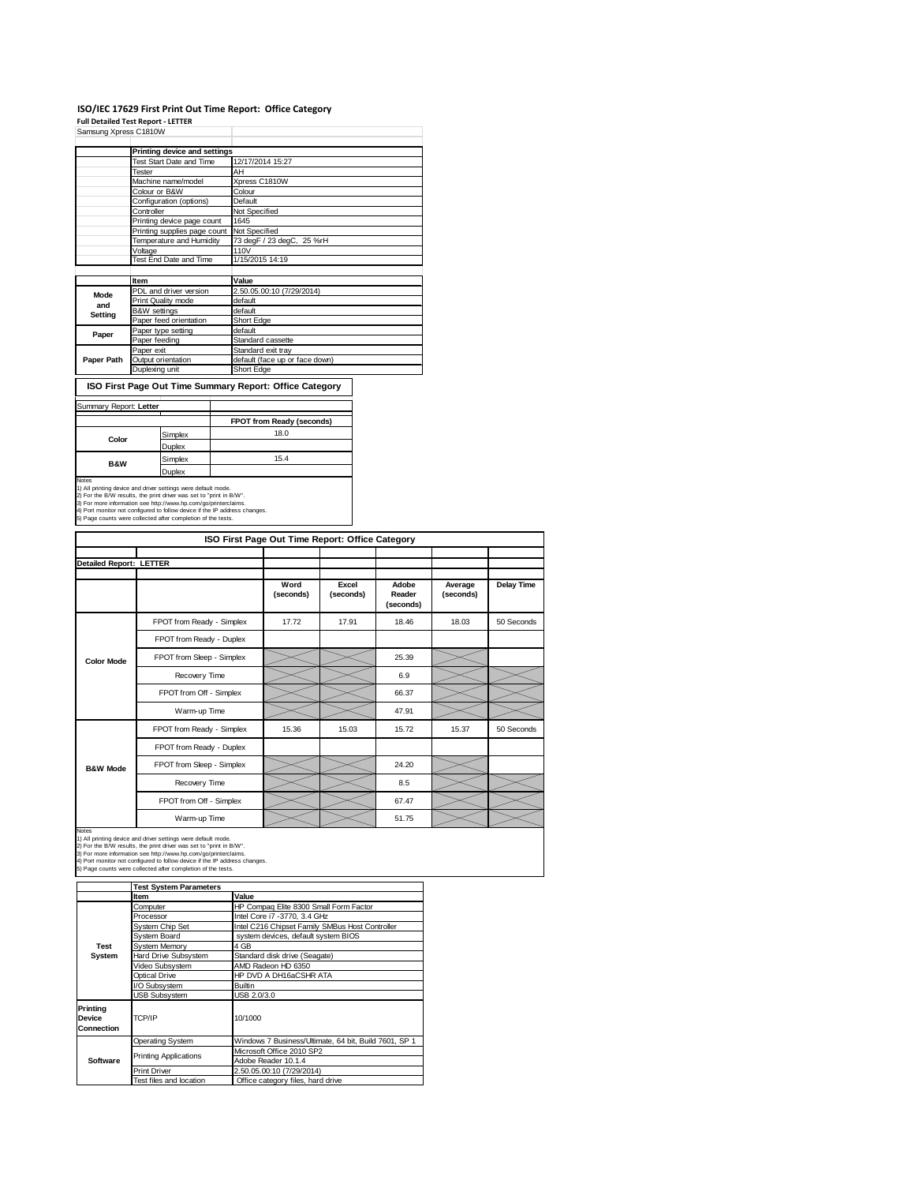# ISO/IEC 17629 First Print Out Time Report: Office Category

**Full Detailed Test Report - LETTER**

Samsung Xpress C1810W

| | Printing device and settings | |
|---|---|---|
| | Test Start Date and Time | 12/17/2014 15:27 |
| | Tester | AH |
| | Machine name/model | Xpress C1810W |
| | Colour or B&W | Colour |
| | Configuration (options) | Default |
| | Controller | Not Specified |
| | Printing device page count | 1645 |
| | Printing supplies page count | Not Specified |
| | Temperature and Humidity | 73 degF / 23 degC, 25 %rH |
| | Voltage | 110V |
| | Test End Date and Time | 1/15/2015 14:19 |

| | Item | Value |
|---|---|---|
| Mode and Setting | PDL and driver version | 2.50.05.00:10 (7/29/2014) |
| | Print Quality mode | default |
| | B&W settings | default |
| | Paper feed orientation | Short Edge |
| Paper | Paper type setting | default |
| | Paper feeding | Standard cassette |
| Paper Path | Paper exit | Standard exit tray |
| | Output orientation | default (face up or face down) |
| | Duplexing unit | Short Edge |

## ISO First Page Out Time Summary Report: Office Category

Summary Report: **Letter**

| | | FPOT from Ready (seconds) |
|---|---|---|
| Color | Simplex | 18.0 |
| | Duplex | |
| B&W | Simplex | 15.4 |
| | Duplex | |

Notes
1) All printing device and driver settings were default mode.
2) For the B/W results, the print driver was set to "print in B/W".
3) For more information see http://www.hp.com/go/printerclaims.
4) Port monitor not configured to follow device if the IP address changes.
5) Page counts were collected after completion of the tests.

## ISO First Page Out Time Report: Office Category

**Detailed Report: LETTER**

| | | Word (seconds) | Excel (seconds) | Adobe Reader (seconds) | Average (seconds) | Delay Time |
|---|---|---|---|---|---|---|
| Color Mode | FPOT from Ready - Simplex | 17.72 | 17.91 | 18.46 | 18.03 | 50 Seconds |
| | FPOT from Ready - Duplex | | | | | |
| | FPOT from Sleep - Simplex | | | 25.39 | | |
| | Recovery Time | | | 6.9 | | |
| | FPOT from Off - Simplex | | | 66.37 | | |
| | Warm-up Time | | | 47.91 | | |
| B&W Mode | FPOT from Ready - Simplex | 15.36 | 15.03 | 15.72 | 15.37 | 50 Seconds |
| | FPOT from Ready - Duplex | | | | | |
| | FPOT from Sleep - Simplex | | | 24.20 | | |
| | Recovery Time | | | 8.5 | | |
| | FPOT from Off - Simplex | | | 67.47 | | |
| | Warm-up Time | | | 51.75 | | |

Notes
1) All printing device and driver settings were default mode.
2) For the B/W results, the print driver was set to "print in B/W".
3) For more information see http://www.hp.com/go/printerclaims.
4) Port monitor not configured to follow device if the IP address changes.
5) Page counts were collected after completion of the tests.

| | Test System Parameters | |
|---|---|---|
| | Item | Value |
| Test System | Computer | HP Compaq Elite 8300 Small Form Factor |
| | Processor | Intel Core i7 -3770, 3.4 GHz |
| | System Chip Set | Intel C216 Chipset Family SMBus Host Controller |
| | System Board | system devices, default system BIOS |
| | System Memory | 4 GB |
| | Hard Drive Subsystem | Standard disk drive (Seagate) |
| | Video Subsystem | AMD Radeon HD 6350 |
| | Optical Drive | HP DVD A DH16aCSHR ATA |
| | I/O Subsystem | Builtin |
| | USB Subsystem | USB 2.0/3.0 |
| Printing Device Connection | TCP/IP | 10/1000 |
| Software | Operating System | Windows 7 Business/Ultimate, 64 bit, Build 7601, SP 1 |
| | Printing Applications | Microsoft Office 2010 SP2 |
| | | Adobe Reader 10.1.4 |
| | Print Driver | 2.50.05.00:10 (7/29/2014) |
| | Test files and location | Office category files, hard drive |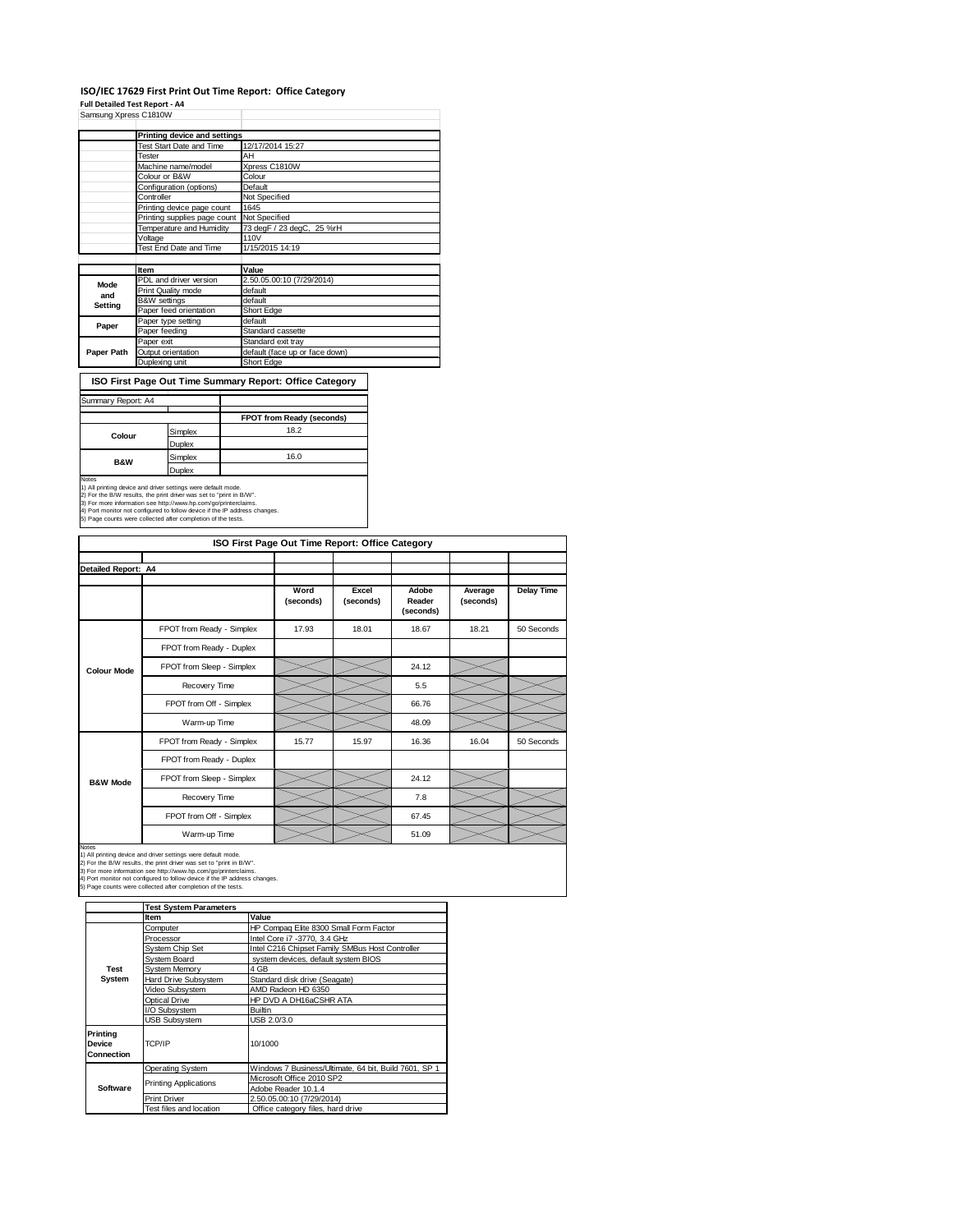# ISO/IEC 17629 First Print Out Time Report: Office Category

**Full Detailed Test Report - A4**

Samsung Xpress C1810W

| | Printing device and settings | |
|---|---|---|
| | Test Start Date and Time | 12/17/2014 15:27 |
| | Tester | AH |
| | Machine name/model | Xpress C1810W |
| | Colour or B&W | Colour |
| | Configuration (options) | Default |
| | Controller | Not Specified |
| | Printing device page count | 1645 |
| | Printing supplies page count | Not Specified |
| | Temperature and Humidity | 73 degF / 23 degC, 25 %rH |
| | Voltage | 110V |
| | Test End Date and Time | 1/15/2015 14:19 |

| | Item | Value |
|---|---|---|
| Mode and Setting | PDL and driver version | 2.50.05.00:10 (7/29/2014) |
| | Print Quality mode | default |
| | B&W settings | default |
| | Paper feed orientation | Short Edge |
| Paper | Paper type setting | default |
| | Paper feeding | Standard cassette |
| | Paper exit | Standard exit tray |
| Paper Path | Output orientation | default (face up or face down) |
| | Duplexing unit | Short Edge |

## ISO First Page Out Time Summary Report: Office Category

Summary Report: A4

| | | FPOT from Ready (seconds) |
|---|---|---|
| Colour | Simplex | 18.2 |
| | Duplex | |
| B&W | Simplex | 16.0 |
| | Duplex | |

Notes
1) All printing device and driver settings were default mode.
2) For the B/W results, the print driver was set to "print in B/W".
3) For more information see http://www.hp.com/go/printerclaims.
4) Port monitor not configured to follow device if the IP address changes.
5) Page counts were collected after completion of the tests.

## ISO First Page Out Time Report: Office Category

Detailed Report: A4

| | | Word (seconds) | Excel (seconds) | Adobe Reader (seconds) | Average (seconds) | Delay Time |
|---|---|---|---|---|---|---|
| Colour Mode | FPOT from Ready - Simplex | 17.93 | 18.01 | 18.67 | 18.21 | 50 Seconds |
| | FPOT from Ready - Duplex | | | | | |
| | FPOT from Sleep - Simplex | | | 24.12 | | |
| | Recovery Time | | | 5.5 | | |
| | FPOT from Off - Simplex | | | 66.76 | | |
| | Warm-up Time | | | 48.09 | | |
| B&W Mode | FPOT from Ready - Simplex | 15.77 | 15.97 | 16.36 | 16.04 | 50 Seconds |
| | FPOT from Ready - Duplex | | | | | |
| | FPOT from Sleep - Simplex | | | 24.12 | | |
| | Recovery Time | | | 7.8 | | |
| | FPOT from Off - Simplex | | | 67.45 | | |
| | Warm-up Time | | | 51.09 | | |

Notes
1) All printing device and driver settings were default mode.
2) For the B/W results, the print driver was set to "print in B/W".
3) For more information see http://www.hp.com/go/printerclaims.
4) Port monitor not configured to follow device if the IP address changes.
5) Page counts were collected after completion of the tests.

| | Test System Parameters | |
|---|---|---|
| | Item | Value |
| Test System | Computer | HP Compaq Elite 8300 Small Form Factor |
| | Processor | Intel Core i7 -3770, 3.4 GHz |
| | System Chip Set | Intel C216 Chipset Family SMBus Host Controller |
| | System Board | system devices, default system BIOS |
| | System Memory | 4 GB |
| | Hard Drive Subsystem | Standard disk drive (Seagate) |
| | Video Subsystem | AMD Radeon HD 6350 |
| | Optical Drive | HP DVD A DH16aCSHR ATA |
| | I/O Subsystem | Builtin |
| | USB Subsystem | USB 2.0/3.0 |
| Printing Device Connection | TCP/IP | 10/1000 |
| Software | Operating System | Windows 7 Business/Ultimate, 64 bit, Build 7601, SP 1 |
| | Printing Applications | Microsoft Office 2010 SP2 |
| | | Adobe Reader 10.1.4 |
| | Print Driver | 2.50.05.00:10 (7/29/2014) |
| | Test files and location | Office category files, hard drive |